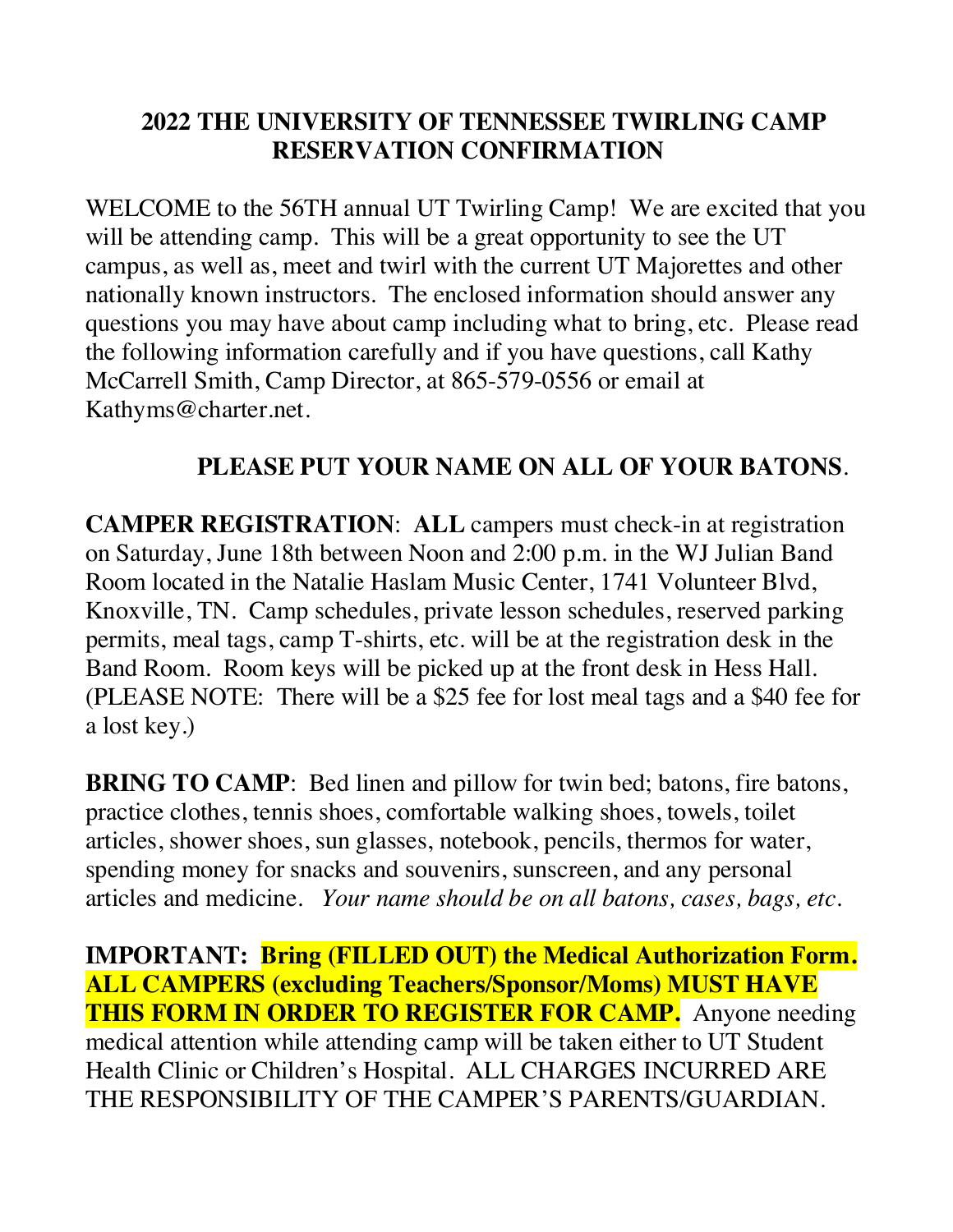# 2022 THE UNIVERSITY OF TENNESSEE TWIRLING CAMP RESERVATION CONFIRMATION

WELCOME to the 56TH annual UT Twirling Camp! We are excited that you will be attending camp. This will be a great opportunity to see the UT campus, as well as, meet and twirl with the current UT Majorettes and other nationally known instructors. The enclosed information should answer any questions you may have about camp including what to bring, etc. Please read the following information carefully and if you have questions, call Kathy McCarrell Smith, Camp Director, at 865-579-0556 or email at Kathyms@charter.net.

**PLEASE PUT YOUR NAME ON ALL OF YOUR BATONS**.

**CAMPER REGISTRATION**: **ALL** campers must check-in at registration on Saturday, June 18th between Noon and 2:00 p.m. in the WJ Julian Band Room located in the Natalie Haslam Music Center, 1741 Volunteer Blvd, Knoxville, TN. Camp schedules, private lesson schedules, reserved parking permits, meal tags, camp T-shirts, etc. will be at the registration desk in the Band Room. Room keys will be picked up at the front desk in Hess Hall. (PLEASE NOTE: There will be a $25 fee for lost meal tags and a $40 fee for a lost key.)

**BRING TO CAMP**: Bed linen and pillow for twin bed; batons, fire batons, practice clothes, tennis shoes, comfortable walking shoes, towels, toilet articles, shower shoes, sun glasses, notebook, pencils, thermos for water, spending money for snacks and souvenirs, sunscreen, and any personal articles and medicine. *Your name should be on all batons, cases, bags, etc.*

**IMPORTANT: Bring (FILLED OUT) the Medical Authorization Form. ALL CAMPERS (excluding Teachers/Sponsor/Moms) MUST HAVE THIS FORM IN ORDER TO REGISTER FOR CAMP.** Anyone needing medical attention while attending camp will be taken either to UT Student Health Clinic or Children's Hospital. ALL CHARGES INCURRED ARE THE RESPONSIBILITY OF THE CAMPER'S PARENTS/GUARDIAN.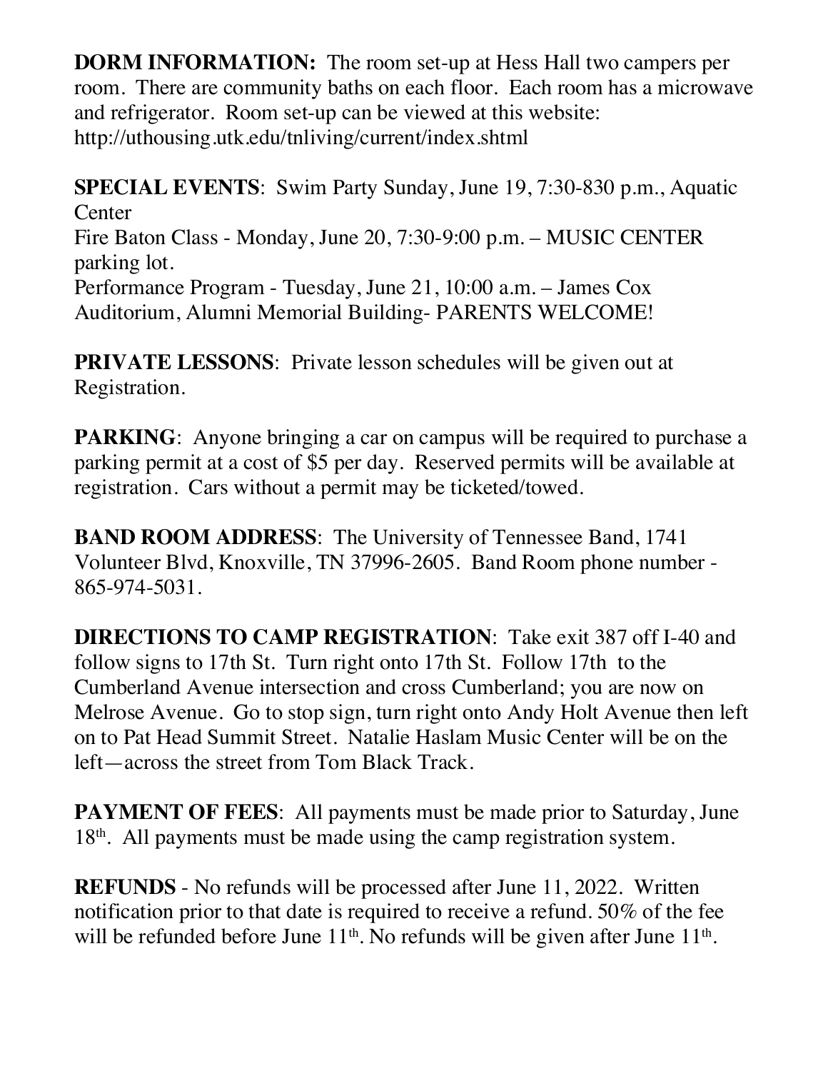**DORM INFORMATION:** The room set-up at Hess Hall two campers per room. There are community baths on each floor. Each room has a microwave and refrigerator. Room set-up can be viewed at this website: http://uthousing.utk.edu/tnliving/current/index.shtml

**SPECIAL EVENTS**: Swim Party Sunday, June 19, 7:30-830 p.m., Aquatic Center
Fire Baton Class - Monday, June 20, 7:30-9:00 p.m. – MUSIC CENTER parking lot.
Performance Program - Tuesday, June 21, 10:00 a.m. – James Cox Auditorium, Alumni Memorial Building- PARENTS WELCOME!

**PRIVATE LESSONS**: Private lesson schedules will be given out at Registration.

**PARKING**: Anyone bringing a car on campus will be required to purchase a parking permit at a cost of $5 per day. Reserved permits will be available at registration. Cars without a permit may be ticketed/towed.

**BAND ROOM ADDRESS**: The University of Tennessee Band, 1741 Volunteer Blvd, Knoxville, TN 37996-2605. Band Room phone number - 865-974-5031.

**DIRECTIONS TO CAMP REGISTRATION**: Take exit 387 off I-40 and follow signs to 17th St. Turn right onto 17th St. Follow 17th to the Cumberland Avenue intersection and cross Cumberland; you are now on Melrose Avenue. Go to stop sign, turn right onto Andy Holt Avenue then left on to Pat Head Summit Street. Natalie Haslam Music Center will be on the left—across the street from Tom Black Track.

**PAYMENT OF FEES**: All payments must be made prior to Saturday, June 18th. All payments must be made using the camp registration system.

**REFUNDS** - No refunds will be processed after June 11, 2022. Written notification prior to that date is required to receive a refund. 50% of the fee will be refunded before June 11th. No refunds will be given after June 11th.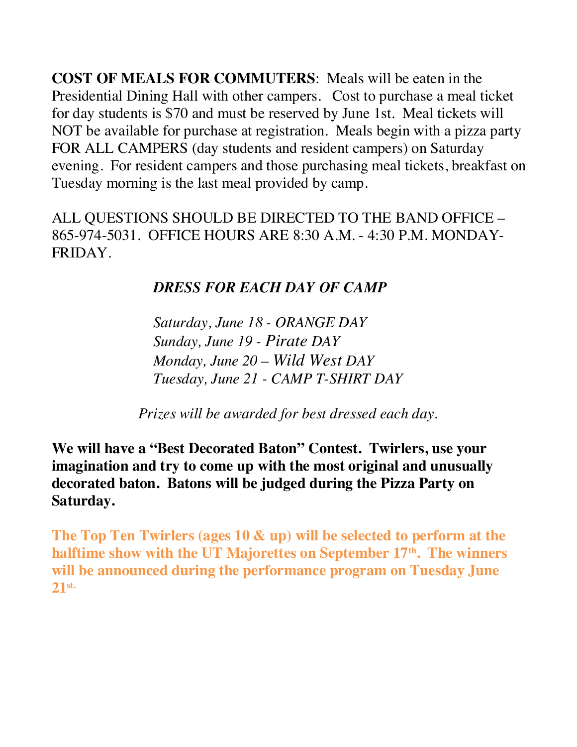**COST OF MEALS FOR COMMUTERS**: Meals will be eaten in the Presidential Dining Hall with other campers. Cost to purchase a meal ticket for day students is $70 and must be reserved by June 1st. Meal tickets will NOT be available for purchase at registration. Meals begin with a pizza party FOR ALL CAMPERS (day students and resident campers) on Saturday evening. For resident campers and those purchasing meal tickets, breakfast on Tuesday morning is the last meal provided by camp.

ALL QUESTIONS SHOULD BE DIRECTED TO THE BAND OFFICE – 865-974-5031. OFFICE HOURS ARE 8:30 A.M. - 4:30 P.M. MONDAY-FRIDAY.

***DRESS FOR EACH DAY OF CAMP***

*Saturday, June 18 - ORANGE DAY*
*Sunday, June 19 - Pirate DAY*
*Monday, June 20 – Wild West DAY*
*Tuesday, June 21 - CAMP T-SHIRT DAY*

*Prizes will be awarded for best dressed each day.*

**We will have a "Best Decorated Baton" Contest. Twirlers, use your imagination and try to come up with the most original and unusually decorated baton. Batons will be judged during the Pizza Party on Saturday.**

**The Top Ten Twirlers (ages 10 & up) will be selected to perform at the halftime show with the UT Majorettes on September 17th. The winners will be announced during the performance program on Tuesday June 21st.**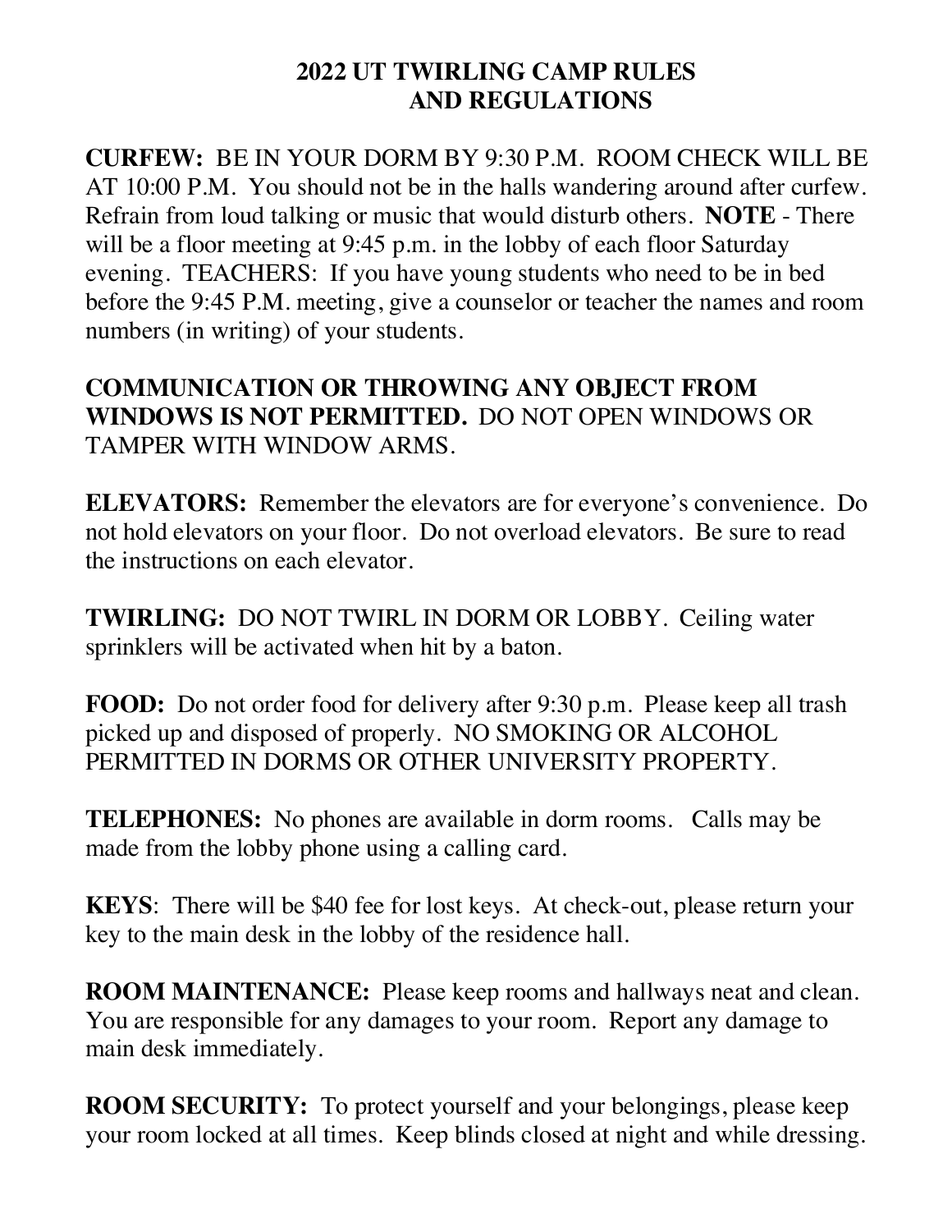# 2022 UT TWIRLING CAMP RULES AND REGULATIONS

**CURFEW:** BE IN YOUR DORM BY 9:30 P.M. ROOM CHECK WILL BE AT 10:00 P.M. You should not be in the halls wandering around after curfew. Refrain from loud talking or music that would disturb others. **NOTE** - There will be a floor meeting at 9:45 p.m. in the lobby of each floor Saturday evening. TEACHERS: If you have young students who need to be in bed before the 9:45 P.M. meeting, give a counselor or teacher the names and room numbers (in writing) of your students.

**COMMUNICATION OR THROWING ANY OBJECT FROM WINDOWS IS NOT PERMITTED.** DO NOT OPEN WINDOWS OR TAMPER WITH WINDOW ARMS.

**ELEVATORS:** Remember the elevators are for everyone's convenience. Do not hold elevators on your floor. Do not overload elevators. Be sure to read the instructions on each elevator.

**TWIRLING:** DO NOT TWIRL IN DORM OR LOBBY. Ceiling water sprinklers will be activated when hit by a baton.

**FOOD:** Do not order food for delivery after 9:30 p.m. Please keep all trash picked up and disposed of properly. NO SMOKING OR ALCOHOL PERMITTED IN DORMS OR OTHER UNIVERSITY PROPERTY.

**TELEPHONES:** No phones are available in dorm rooms. Calls may be made from the lobby phone using a calling card.

**KEYS**: There will be $40 fee for lost keys. At check-out, please return your key to the main desk in the lobby of the residence hall.

**ROOM MAINTENANCE:** Please keep rooms and hallways neat and clean. You are responsible for any damages to your room. Report any damage to main desk immediately.

**ROOM SECURITY:** To protect yourself and your belongings, please keep your room locked at all times. Keep blinds closed at night and while dressing.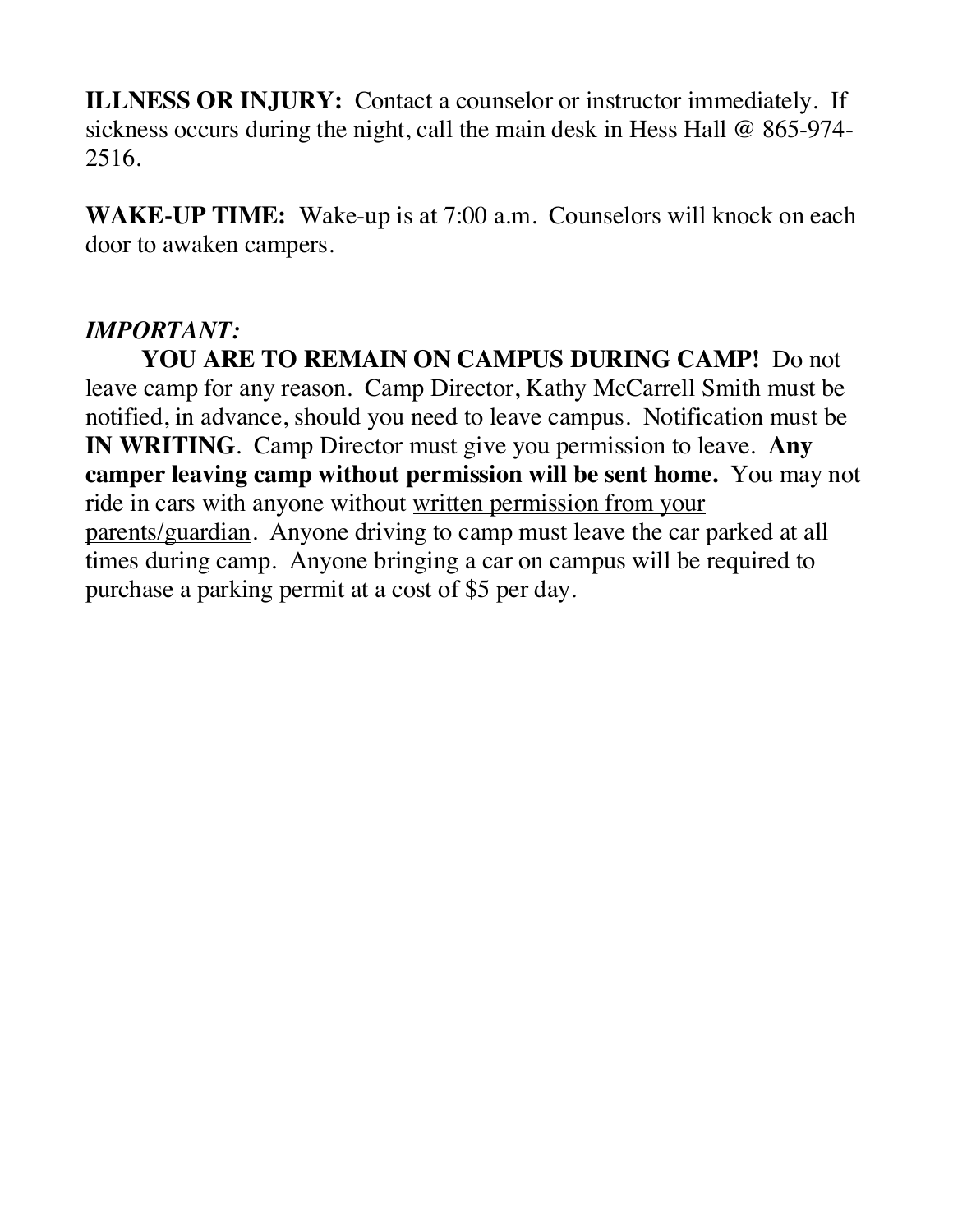**ILLNESS OR INJURY:** Contact a counselor or instructor immediately. If sickness occurs during the night, call the main desk in Hess Hall @ 865-974-2516.

**WAKE-UP TIME:** Wake-up is at 7:00 a.m. Counselors will knock on each door to awaken campers.

***IMPORTANT:***

**YOU ARE TO REMAIN ON CAMPUS DURING CAMP!** Do not leave camp for any reason. Camp Director, Kathy McCarrell Smith must be notified, in advance, should you need to leave campus. Notification must be **IN WRITING**. Camp Director must give you permission to leave. **Any camper leaving camp without permission will be sent home.** You may not ride in cars with anyone without <u>written permission from your parents/guardian</u>. Anyone driving to camp must leave the car parked at all times during camp. Anyone bringing a car on campus will be required to purchase a parking permit at a cost of $5 per day.